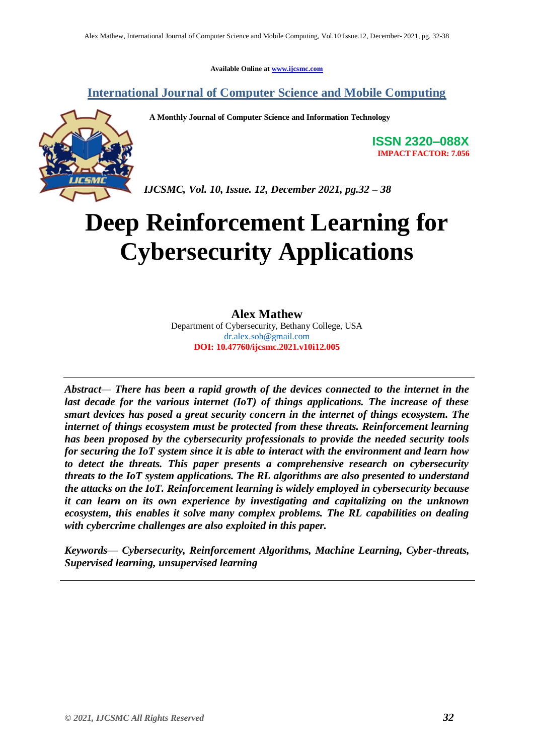Available Online at www.ijcsmc.com

**International Journal of Computer Science and Mobile Computing**

**A Monthly Journal of Computer Science and Information Technology**

**ISSN 2320–088X**
**IMPACT FACTOR: 7.056**

*IJCSMC, Vol. 10, Issue. 12, December 2021, pg.32 – 38*

# Deep Reinforcement Learning for Cybersecurity Applications

**Alex Mathew**
Department of Cybersecurity, Bethany College, USA
dr.alex.soh@gmail.com
**DOI: 10.47760/ijcsmc.2021.v10i12.005**

---

***Abstract***— ***There has been a rapid growth of the devices connected to the internet in the last decade for the various internet (IoT) of things applications. The increase of these smart devices has posed a great security concern in the internet of things ecosystem. The internet of things ecosystem must be protected from these threats. Reinforcement learning has been proposed by the cybersecurity professionals to provide the needed security tools for securing the IoT system since it is able to interact with the environment and learn how to detect the threats. This paper presents a comprehensive research on cybersecurity threats to the IoT system applications. The RL algorithms are also presented to understand the attacks on the IoT. Reinforcement learning is widely employed in cybersecurity because it can learn on its own experience by investigating and capitalizing on the unknown ecosystem, this enables it solve many complex problems. The RL capabilities on dealing with cybercrime challenges are also exploited in this paper.***

***Keywords***— ***Cybersecurity, Reinforcement Algorithms, Machine Learning, Cyber-threats, Supervised learning, unsupervised learning***

---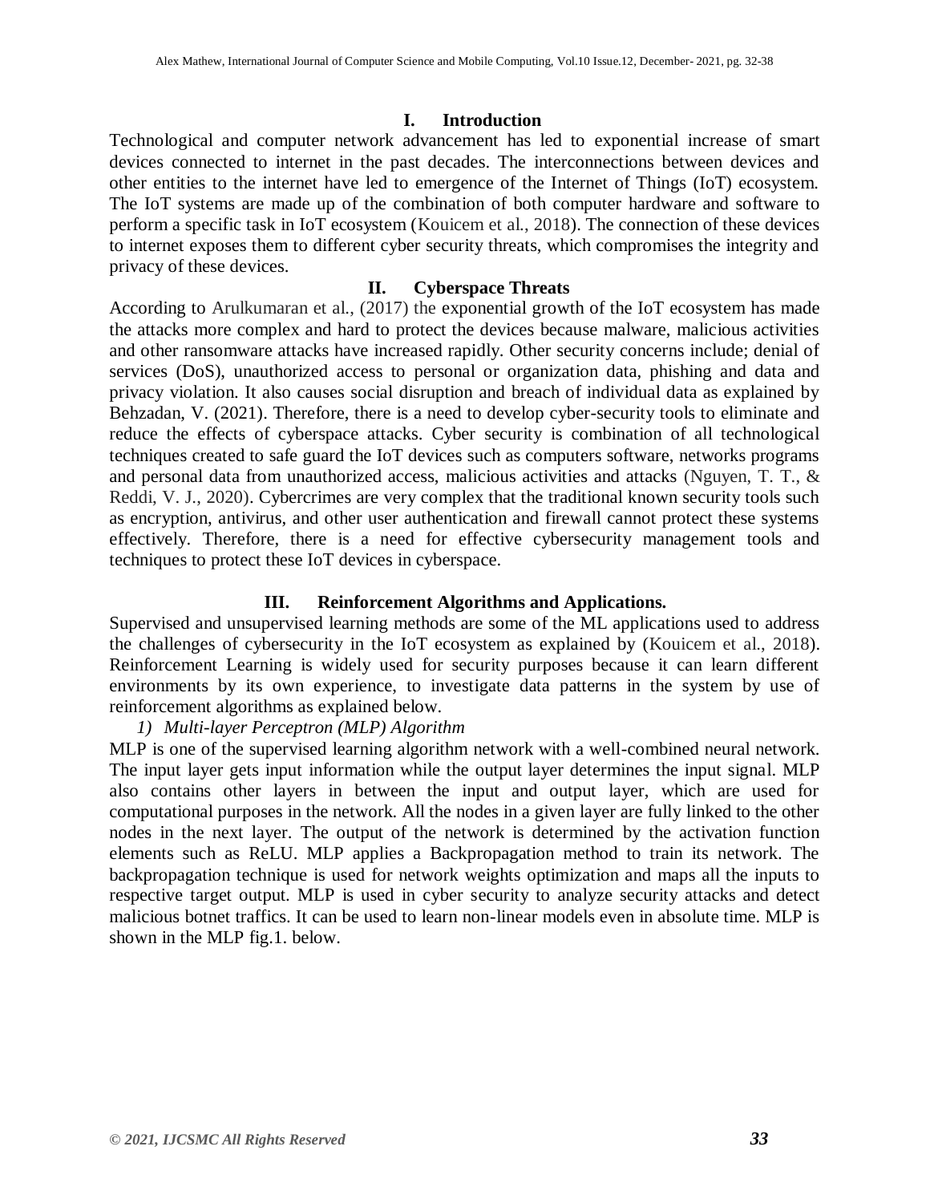## I. Introduction

Technological and computer network advancement has led to exponential increase of smart devices connected to internet in the past decades. The interconnections between devices and other entities to the internet have led to emergence of the Internet of Things (IoT) ecosystem. The IoT systems are made up of the combination of both computer hardware and software to perform a specific task in IoT ecosystem (Kouicem et al., 2018). The connection of these devices to internet exposes them to different cyber security threats, which compromises the integrity and privacy of these devices.

## II. Cyberspace Threats

According to Arulkumaran et al., (2017) the exponential growth of the IoT ecosystem has made the attacks more complex and hard to protect the devices because malware, malicious activities and other ransomware attacks have increased rapidly. Other security concerns include; denial of services (DoS), unauthorized access to personal or organization data, phishing and data and privacy violation. It also causes social disruption and breach of individual data as explained by Behzadan, V. (2021). Therefore, there is a need to develop cyber-security tools to eliminate and reduce the effects of cyberspace attacks. Cyber security is combination of all technological techniques created to safe guard the IoT devices such as computers software, networks programs and personal data from unauthorized access, malicious activities and attacks (Nguyen, T. T., & Reddi, V. J., 2020). Cybercrimes are very complex that the traditional known security tools such as encryption, antivirus, and other user authentication and firewall cannot protect these systems effectively. Therefore, there is a need for effective cybersecurity management tools and techniques to protect these IoT devices in cyberspace.

## III. Reinforcement Algorithms and Applications.

Supervised and unsupervised learning methods are some of the ML applications used to address the challenges of cybersecurity in the IoT ecosystem as explained by (Kouicem et al., 2018). Reinforcement Learning is widely used for security purposes because it can learn different environments by its own experience, to investigate data patterns in the system by use of reinforcement algorithms as explained below.

*1) Multi-layer Perceptron (MLP) Algorithm*

MLP is one of the supervised learning algorithm network with a well-combined neural network. The input layer gets input information while the output layer determines the input signal. MLP also contains other layers in between the input and output layer, which are used for computational purposes in the network. All the nodes in a given layer are fully linked to the other nodes in the next layer. The output of the network is determined by the activation function elements such as ReLU. MLP applies a Backpropagation method to train its network. The backpropagation technique is used for network weights optimization and maps all the inputs to respective target output. MLP is used in cyber security to analyze security attacks and detect malicious botnet traffics. It can be used to learn non-linear models even in absolute time. MLP is shown in the MLP fig.1. below.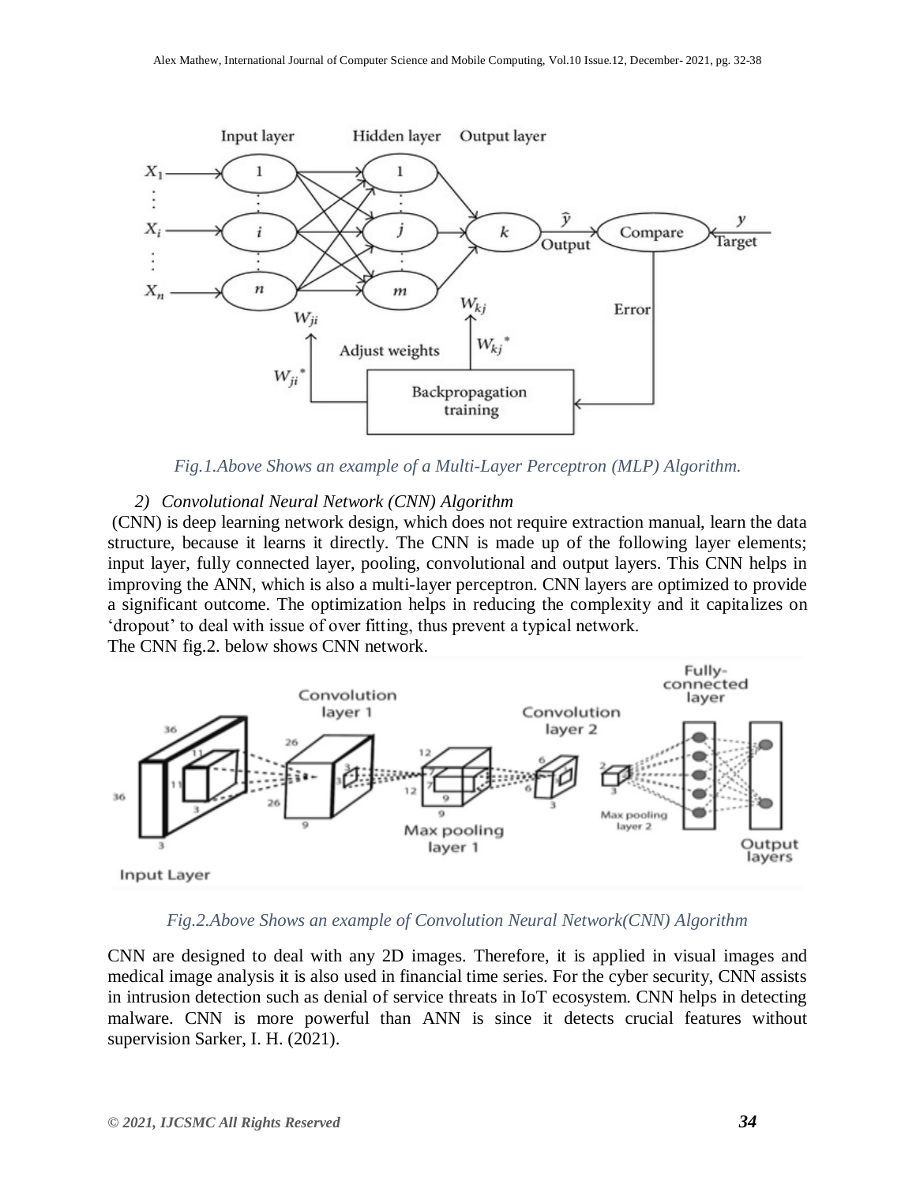*Fig.1.Above Shows an example of a Multi-Layer Perceptron (MLP) Algorithm.*

### 2) *Convolutional Neural Network (CNN) Algorithm*

(CNN) is deep learning network design, which does not require extraction manual, learn the data structure, because it learns it directly. The CNN is made up of the following layer elements; input layer, fully connected layer, pooling, convolutional and output layers. This CNN helps in improving the ANN, which is also a multi-layer perceptron. CNN layers are optimized to provide a significant outcome. The optimization helps in reducing the complexity and it capitalizes on 'dropout' to deal with issue of over fitting, thus prevent a typical network.

The CNN fig.2. below shows CNN network.

*Fig.2.Above Shows an example of Convolution Neural Network(CNN) Algorithm*

CNN are designed to deal with any 2D images. Therefore, it is applied in visual images and medical image analysis it is also used in financial time series. For the cyber security, CNN assists in intrusion detection such as denial of service threats in IoT ecosystem. CNN helps in detecting malware. CNN is more powerful than ANN is since it detects crucial features without supervision Sarker, I. H. (2021).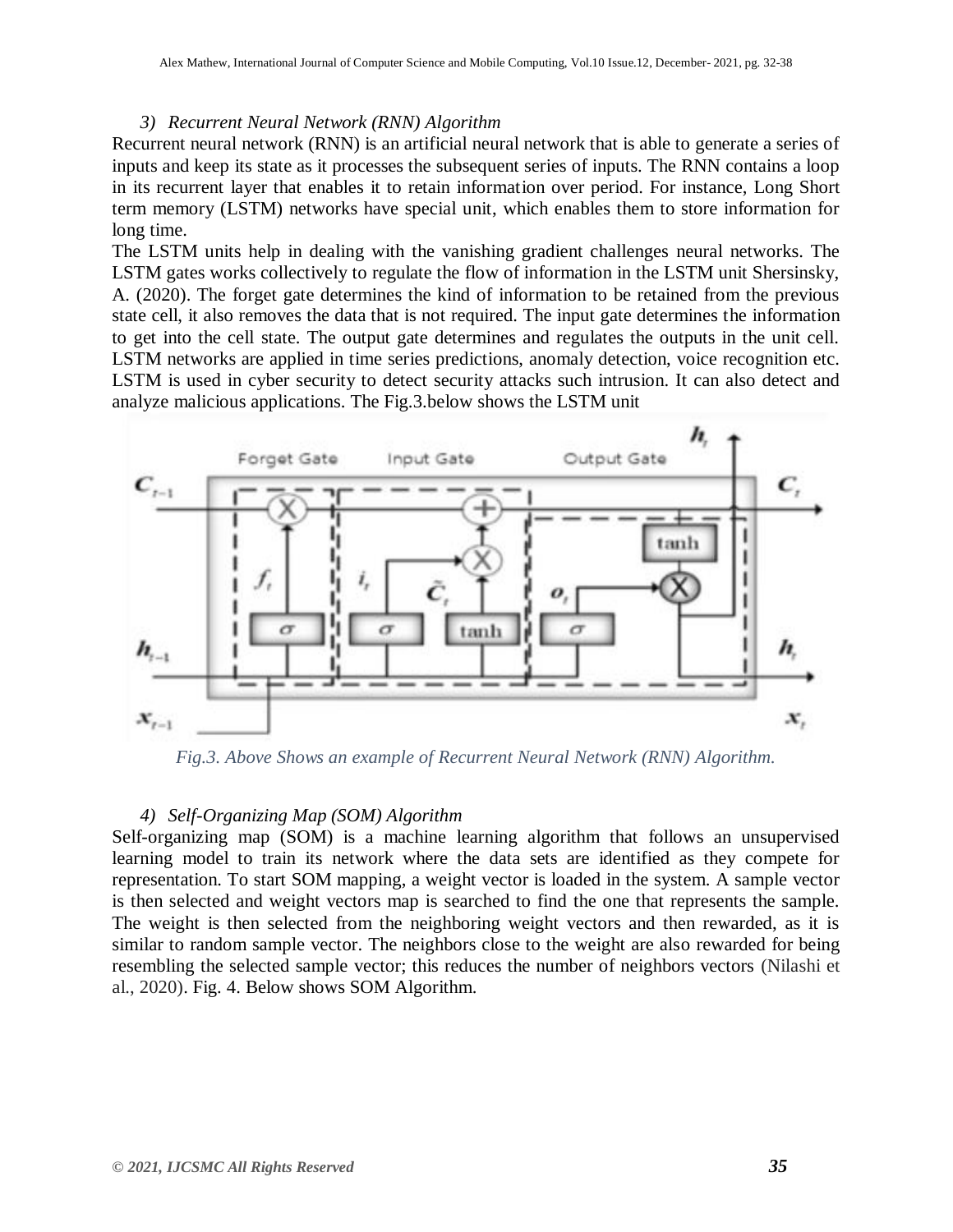### 3) Recurrent Neural Network (RNN) Algorithm

Recurrent neural network (RNN) is an artificial neural network that is able to generate a series of inputs and keep its state as it processes the subsequent series of inputs. The RNN contains a loop in its recurrent layer that enables it to retain information over period. For instance, Long Short term memory (LSTM) networks have special unit, which enables them to store information for long time.

The LSTM units help in dealing with the vanishing gradient challenges neural networks. The LSTM gates works collectively to regulate the flow of information in the LSTM unit Shersinsky, A. (2020). The forget gate determines the kind of information to be retained from the previous state cell, it also removes the data that is not required. The input gate determines the information to get into the cell state. The output gate determines and regulates the outputs in the unit cell. LSTM networks are applied in time series predictions, anomaly detection, voice recognition etc. LSTM is used in cyber security to detect security attacks such intrusion. It can also detect and analyze malicious applications. The Fig.3.below shows the LSTM unit

*Fig.3. Above Shows an example of Recurrent Neural Network (RNN) Algorithm.*

### 4) Self-Organizing Map (SOM) Algorithm

Self-organizing map (SOM) is a machine learning algorithm that follows an unsupervised learning model to train its network where the data sets are identified as they compete for representation. To start SOM mapping, a weight vector is loaded in the system. A sample vector is then selected and weight vectors map is searched to find the one that represents the sample. The weight is then selected from the neighboring weight vectors and then rewarded, as it is similar to random sample vector. The neighbors close to the weight are also rewarded for being resembling the selected sample vector; this reduces the number of neighbors vectors (Nilashi et al., 2020). Fig. 4. Below shows SOM Algorithm.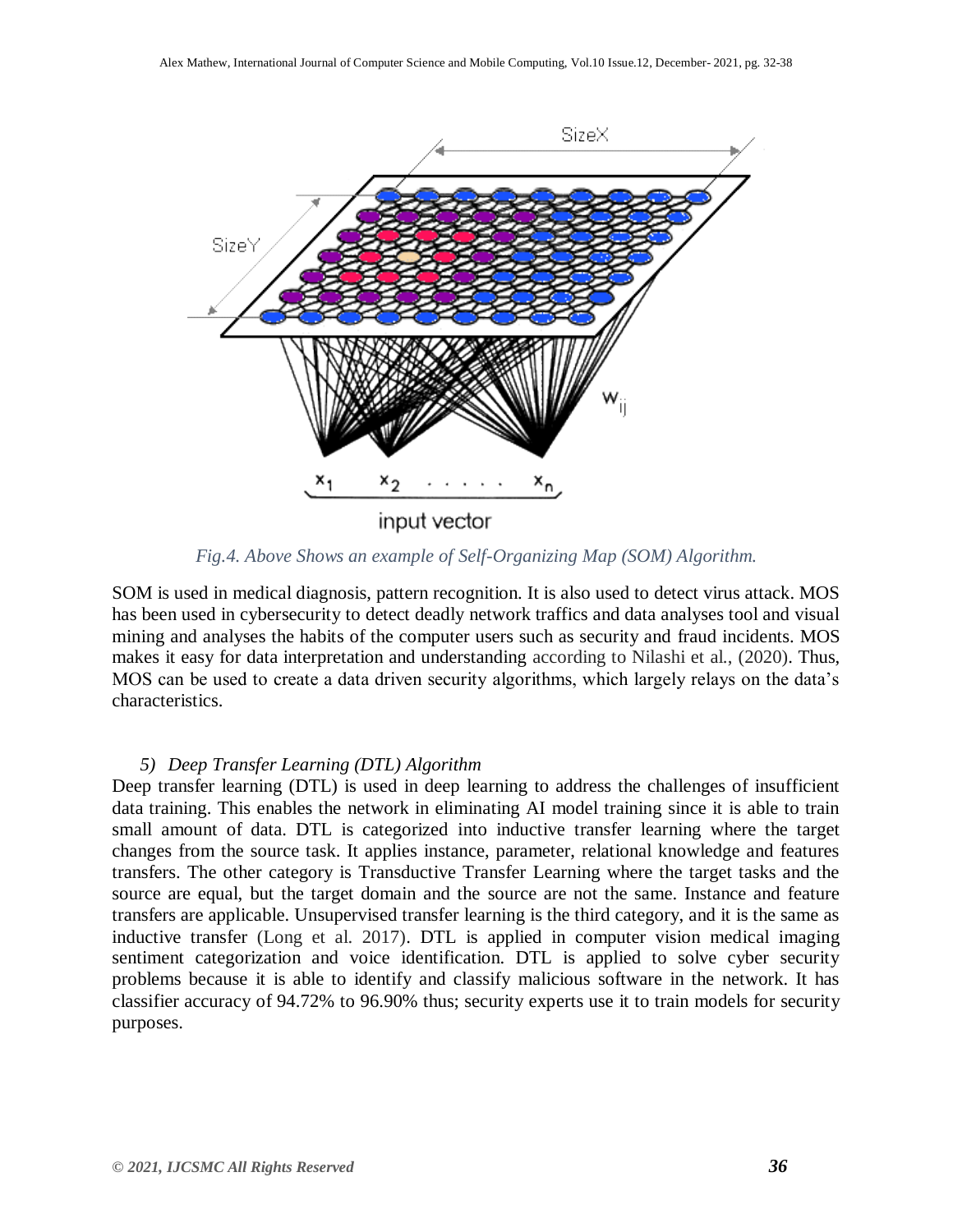Fig.4. Above Shows an example of Self-Organizing Map (SOM) Algorithm.

SOM is used in medical diagnosis, pattern recognition. It is also used to detect virus attack. MOS has been used in cybersecurity to detect deadly network traffics and data analyses tool and visual mining and analyses the habits of the computer users such as security and fraud incidents. MOS makes it easy for data interpretation and understanding according to Nilashi et al., (2020). Thus, MOS can be used to create a data driven security algorithms, which largely relays on the data's characteristics.

### *5) Deep Transfer Learning (DTL) Algorithm*

Deep transfer learning (DTL) is used in deep learning to address the challenges of insufficient data training. This enables the network in eliminating AI model training since it is able to train small amount of data. DTL is categorized into inductive transfer learning where the target changes from the source task. It applies instance, parameter, relational knowledge and features transfers. The other category is Transductive Transfer Learning where the target tasks and the source are equal, but the target domain and the source are not the same. Instance and feature transfers are applicable. Unsupervised transfer learning is the third category, and it is the same as inductive transfer (Long et al. 2017). DTL is applied in computer vision medical imaging sentiment categorization and voice identification. DTL is applied to solve cyber security problems because it is able to identify and classify malicious software in the network. It has classifier accuracy of 94.72% to 96.90% thus; security experts use it to train models for security purposes.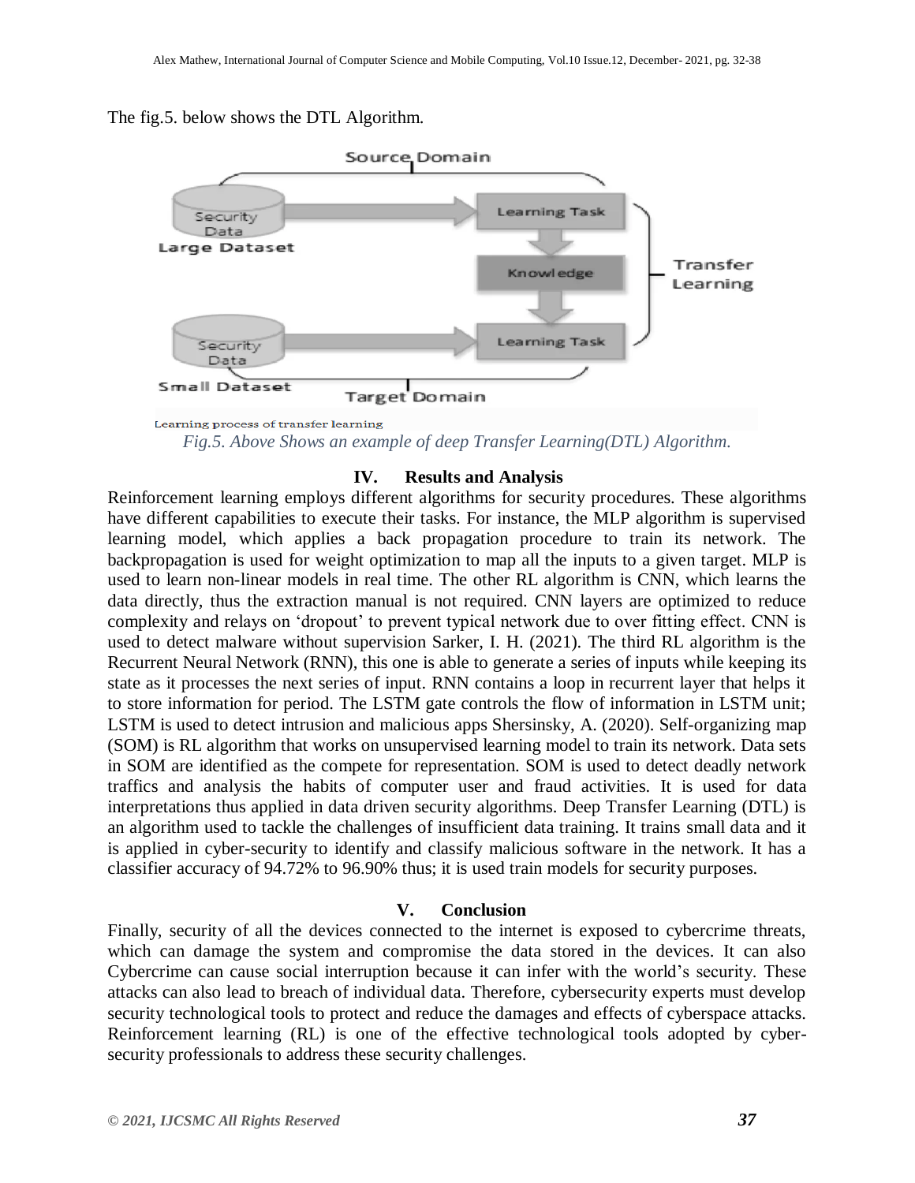The fig.5. below shows the DTL Algorithm.

Fig.5. Above Shows an example of deep Transfer Learning(DTL) Algorithm.

## IV. Results and Analysis

Reinforcement learning employs different algorithms for security procedures. These algorithms have different capabilities to execute their tasks. For instance, the MLP algorithm is supervised learning model, which applies a back propagation procedure to train its network. The backpropagation is used for weight optimization to map all the inputs to a given target. MLP is used to learn non-linear models in real time. The other RL algorithm is CNN, which learns the data directly, thus the extraction manual is not required. CNN layers are optimized to reduce complexity and relays on 'dropout' to prevent typical network due to over fitting effect. CNN is used to detect malware without supervision Sarker, I. H. (2021). The third RL algorithm is the Recurrent Neural Network (RNN), this one is able to generate a series of inputs while keeping its state as it processes the next series of input. RNN contains a loop in recurrent layer that helps it to store information for period. The LSTM gate controls the flow of information in LSTM unit; LSTM is used to detect intrusion and malicious apps Shersinsky, A. (2020). Self-organizing map (SOM) is RL algorithm that works on unsupervised learning model to train its network. Data sets in SOM are identified as the compete for representation. SOM is used to detect deadly network traffics and analysis the habits of computer user and fraud activities. It is used for data interpretations thus applied in data driven security algorithms. Deep Transfer Learning (DTL) is an algorithm used to tackle the challenges of insufficient data training. It trains small data and it is applied in cyber-security to identify and classify malicious software in the network. It has a classifier accuracy of 94.72% to 96.90% thus; it is used train models for security purposes.

## V. Conclusion

Finally, security of all the devices connected to the internet is exposed to cybercrime threats, which can damage the system and compromise the data stored in the devices. It can also Cybercrime can cause social interruption because it can infer with the world's security. These attacks can also lead to breach of individual data. Therefore, cybersecurity experts must develop security technological tools to protect and reduce the damages and effects of cyberspace attacks. Reinforcement learning (RL) is one of the effective technological tools adopted by cyber-security professionals to address these security challenges.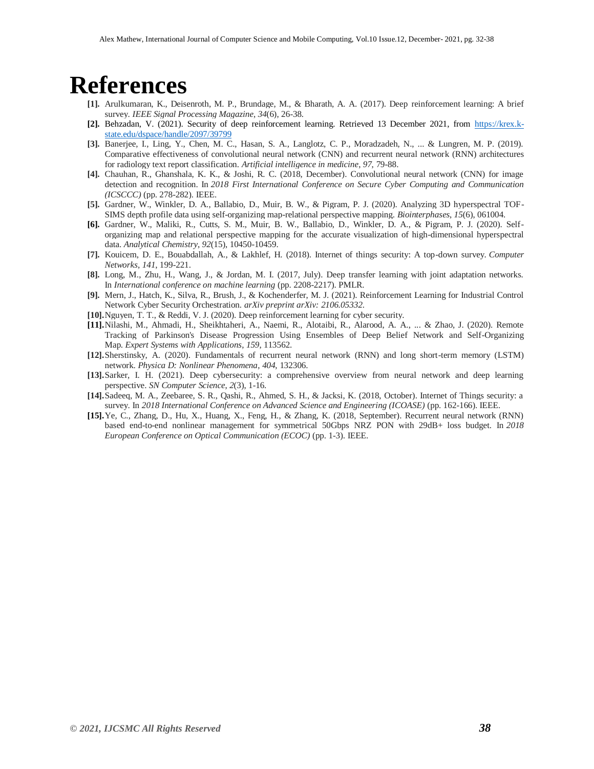# References

**[1].** Arulkumaran, K., Deisenroth, M. P., Brundage, M., & Bharath, A. A. (2017). Deep reinforcement learning: A brief survey. *IEEE Signal Processing Magazine*, *34*(6), 26-38.

**[2].** Behzadan, V. (2021). Security of deep reinforcement learning. Retrieved 13 December 2021, from https://krex.k-state.edu/dspace/handle/2097/39799

**[3].** Banerjee, I., Ling, Y., Chen, M. C., Hasan, S. A., Langlotz, C. P., Moradzadeh, N., ... & Lungren, M. P. (2019). Comparative effectiveness of convolutional neural network (CNN) and recurrent neural network (RNN) architectures for radiology text report classification. *Artificial intelligence in medicine*, *97*, 79-88.

**[4].** Chauhan, R., Ghanshala, K. K., & Joshi, R. C. (2018, December). Convolutional neural network (CNN) for image detection and recognition. In *2018 First International Conference on Secure Cyber Computing and Communication (ICSCCC)* (pp. 278-282). IEEE.

**[5].** Gardner, W., Winkler, D. A., Ballabio, D., Muir, B. W., & Pigram, P. J. (2020). Analyzing 3D hyperspectral TOF-SIMS depth profile data using self-organizing map-relational perspective mapping. *Biointerphases*, *15*(6), 061004.

**[6].** Gardner, W., Maliki, R., Cutts, S. M., Muir, B. W., Ballabio, D., Winkler, D. A., & Pigram, P. J. (2020). Self-organizing map and relational perspective mapping for the accurate visualization of high-dimensional hyperspectral data. *Analytical Chemistry*, *92*(15), 10450-10459.

**[7].** Kouicem, D. E., Bouabdallah, A., & Lakhlef, H. (2018). Internet of things security: A top-down survey. *Computer Networks*, *141*, 199-221.

**[8].** Long, M., Zhu, H., Wang, J., & Jordan, M. I. (2017, July). Deep transfer learning with joint adaptation networks. In *International conference on machine learning* (pp. 2208-2217). PMLR.

**[9].** Mern, J., Hatch, K., Silva, R., Brush, J., & Kochenderfer, M. J. (2021). Reinforcement Learning for Industrial Control Network Cyber Security Orchestration. *arXiv preprint arXiv: 2106.05332*.

**[10].** Nguyen, T. T., & Reddi, V. J. (2020). Deep reinforcement learning for cyber security.

**[11].** Nilashi, M., Ahmadi, H., Sheikhtaheri, A., Naemi, R., Alotaibi, R., Alarood, A. A., ... & Zhao, J. (2020). Remote Tracking of Parkinson's Disease Progression Using Ensembles of Deep Belief Network and Self-Organizing Map. *Expert Systems with Applications*, *159*, 113562.

**[12].** Sherstinsky, A. (2020). Fundamentals of recurrent neural network (RNN) and long short-term memory (LSTM) network. *Physica D: Nonlinear Phenomena*, *404*, 132306.

**[13].** Sarker, I. H. (2021). Deep cybersecurity: a comprehensive overview from neural network and deep learning perspective. *SN Computer Science*, *2*(3), 1-16.

**[14].** Sadeeq, M. A., Zeebaree, S. R., Qashi, R., Ahmed, S. H., & Jacksi, K. (2018, October). Internet of Things security: a survey. In *2018 International Conference on Advanced Science and Engineering (ICOASE)* (pp. 162-166). IEEE.

**[15].** Ye, C., Zhang, D., Hu, X., Huang, X., Feng, H., & Zhang, K. (2018, September). Recurrent neural network (RNN) based end-to-end nonlinear management for symmetrical 50Gbps NRZ PON with 29dB+ loss budget. In *2018 European Conference on Optical Communication (ECOC)* (pp. 1-3). IEEE.